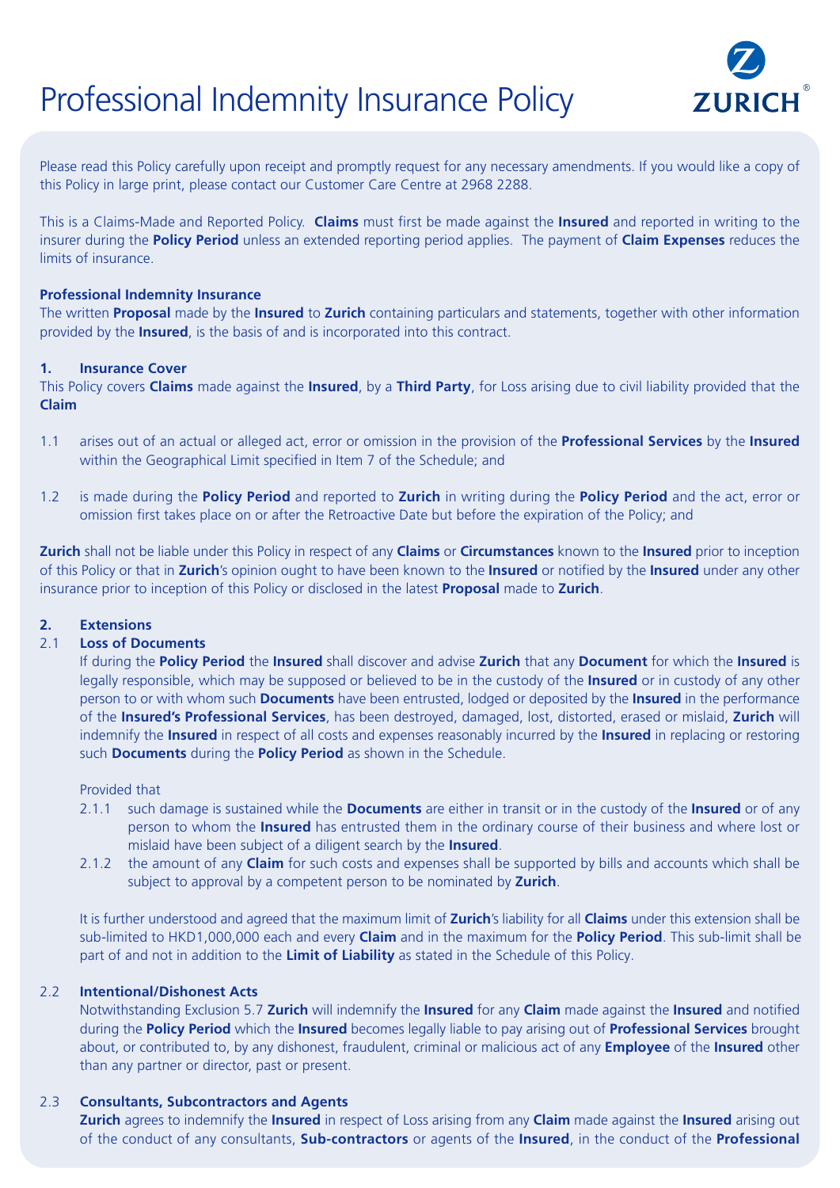# Professional Indemnity Insurance Policy

Please read this Policy carefully upon receipt and promptly request for any necessary amendments. If you would like a copy of this Policy in large print, please contact our Customer Care Centre at 2968 2288.

This is a Claims-Made and Reported Policy. **Claims** must first be made against the **Insured** and reported in writing to the insurer during the **Policy Period** unless an extended reporting period applies. The payment of **Claim Expenses** reduces the limits of insurance.

**Professional Indemnity Insurance**

The written **Proposal** made by the **Insured** to **Zurich** containing particulars and statements, together with other information provided by the **Insured**, is the basis of and is incorporated into this contract.

**1. Insurance Cover**

This Policy covers **Claims** made against the **Insured**, by a **Third Party**, for Loss arising due to civil liability provided that the **Claim**

1.1 arises out of an actual or alleged act, error or omission in the provision of the **Professional Services** by the **Insured** within the Geographical Limit specified in Item 7 of the Schedule; and

1.2 is made during the **Policy Period** and reported to **Zurich** in writing during the **Policy Period** and the act, error or omission first takes place on or after the Retroactive Date but before the expiration of the Policy; and

**Zurich** shall not be liable under this Policy in respect of any **Claims** or **Circumstances** known to the **Insured** prior to inception of this Policy or that in **Zurich**'s opinion ought to have been known to the **Insured** or notified by the **Insured** under any other insurance prior to inception of this Policy or disclosed in the latest **Proposal** made to **Zurich**.

**2. Extensions**

**2.1 Loss of Documents**

If during the **Policy Period** the **Insured** shall discover and advise **Zurich** that any **Document** for which the **Insured** is legally responsible, which may be supposed or believed to be in the custody of the **Insured** or in custody of any other person to or with whom such **Documents** have been entrusted, lodged or deposited by the **Insured** in the performance of the **Insured's Professional Services**, has been destroyed, damaged, lost, distorted, erased or mislaid, **Zurich** will indemnify the **Insured** in respect of all costs and expenses reasonably incurred by the **Insured** in replacing or restoring such **Documents** during the **Policy Period** as shown in the Schedule.

Provided that

2.1.1 such damage is sustained while the **Documents** are either in transit or in the custody of the **Insured** or of any person to whom the **Insured** has entrusted them in the ordinary course of their business and where lost or mislaid have been subject of a diligent search by the **Insured**.

2.1.2 the amount of any **Claim** for such costs and expenses shall be supported by bills and accounts which shall be subject to approval by a competent person to be nominated by **Zurich**.

It is further understood and agreed that the maximum limit of **Zurich**'s liability for all **Claims** under this extension shall be sub-limited to HKD1,000,000 each and every **Claim** and in the maximum for the **Policy Period**. This sub-limit shall be part of and not in addition to the **Limit of Liability** as stated in the Schedule of this Policy.

**2.2 Intentional/Dishonest Acts**

Notwithstanding Exclusion 5.7 **Zurich** will indemnify the **Insured** for any **Claim** made against the **Insured** and notified during the **Policy Period** which the **Insured** becomes legally liable to pay arising out of **Professional Services** brought about, or contributed to, by any dishonest, fraudulent, criminal or malicious act of any **Employee** of the **Insured** other than any partner or director, past or present.

**2.3 Consultants, Subcontractors and Agents**

**Zurich** agrees to indemnify the **Insured** in respect of Loss arising from any **Claim** made against the **Insured** arising out of the conduct of any consultants, **Sub-contractors** or agents of the **Insured**, in the conduct of the **Professional**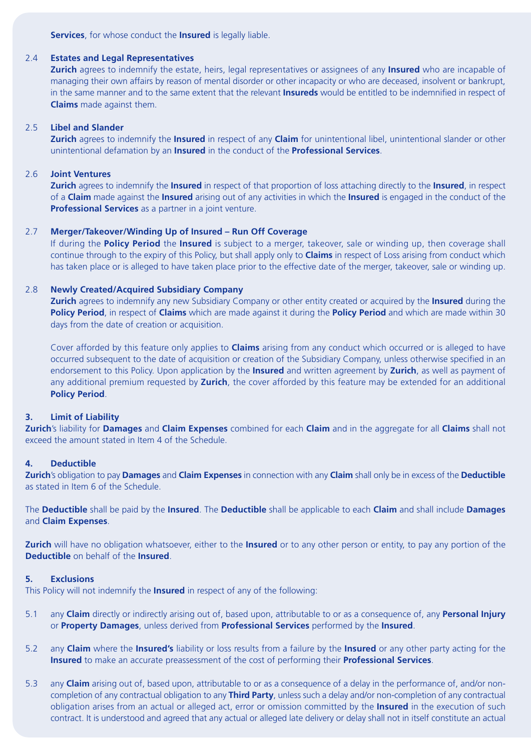**Services**, for whose conduct the **Insured** is legally liable.

2.4 **Estates and Legal Representatives**

**Zurich** agrees to indemnify the estate, heirs, legal representatives or assignees of any **Insured** who are incapable of managing their own affairs by reason of mental disorder or other incapacity or who are deceased, insolvent or bankrupt, in the same manner and to the same extent that the relevant **Insureds** would be entitled to be indemnified in respect of **Claims** made against them.

2.5 **Libel and Slander**

**Zurich** agrees to indemnify the **Insured** in respect of any **Claim** for unintentional libel, unintentional slander or other unintentional defamation by an **Insured** in the conduct of the **Professional Services**.

2.6 **Joint Ventures**

**Zurich** agrees to indemnify the **Insured** in respect of that proportion of loss attaching directly to the **Insured**, in respect of a **Claim** made against the **Insured** arising out of any activities in which the **Insured** is engaged in the conduct of the **Professional Services** as a partner in a joint venture.

2.7 **Merger/Takeover/Winding Up of Insured – Run Off Coverage**

If during the **Policy Period** the **Insured** is subject to a merger, takeover, sale or winding up, then coverage shall continue through to the expiry of this Policy, but shall apply only to **Claims** in respect of Loss arising from conduct which has taken place or is alleged to have taken place prior to the effective date of the merger, takeover, sale or winding up.

2.8 **Newly Created/Acquired Subsidiary Company**

**Zurich** agrees to indemnify any new Subsidiary Company or other entity created or acquired by the **Insured** during the **Policy Period**, in respect of **Claims** which are made against it during the **Policy Period** and which are made within 30 days from the date of creation or acquisition.

Cover afforded by this feature only applies to **Claims** arising from any conduct which occurred or is alleged to have occurred subsequent to the date of acquisition or creation of the Subsidiary Company, unless otherwise specified in an endorsement to this Policy. Upon application by the **Insured** and written agreement by **Zurich**, as well as payment of any additional premium requested by **Zurich**, the cover afforded by this feature may be extended for an additional **Policy Period**.

## 3. Limit of Liability

**Zurich**'s liability for **Damages** and **Claim Expenses** combined for each **Claim** and in the aggregate for all **Claims** shall not exceed the amount stated in Item 4 of the Schedule.

## 4. Deductible

**Zurich**'s obligation to pay **Damages** and **Claim Expenses** in connection with any **Claim** shall only be in excess of the **Deductible** as stated in Item 6 of the Schedule.

The **Deductible** shall be paid by the **Insured**. The **Deductible** shall be applicable to each **Claim** and shall include **Damages** and **Claim Expenses**.

**Zurich** will have no obligation whatsoever, either to the **Insured** or to any other person or entity, to pay any portion of the **Deductible** on behalf of the **Insured**.

## 5. Exclusions

This Policy will not indemnify the **Insured** in respect of any of the following:

5.1 any **Claim** directly or indirectly arising out of, based upon, attributable to or as a consequence of, any **Personal Injury** or **Property Damages**, unless derived from **Professional Services** performed by the **Insured**.

5.2 any **Claim** where the **Insured's** liability or loss results from a failure by the **Insured** or any other party acting for the **Insured** to make an accurate preassessment of the cost of performing their **Professional Services**.

5.3 any **Claim** arising out of, based upon, attributable to or as a consequence of a delay in the performance of, and/or non-completion of any contractual obligation to any **Third Party**, unless such a delay and/or non-completion of any contractual obligation arises from an actual or alleged act, error or omission committed by the **Insured** in the execution of such contract. It is understood and agreed that any actual or alleged late delivery or delay shall not in itself constitute an actual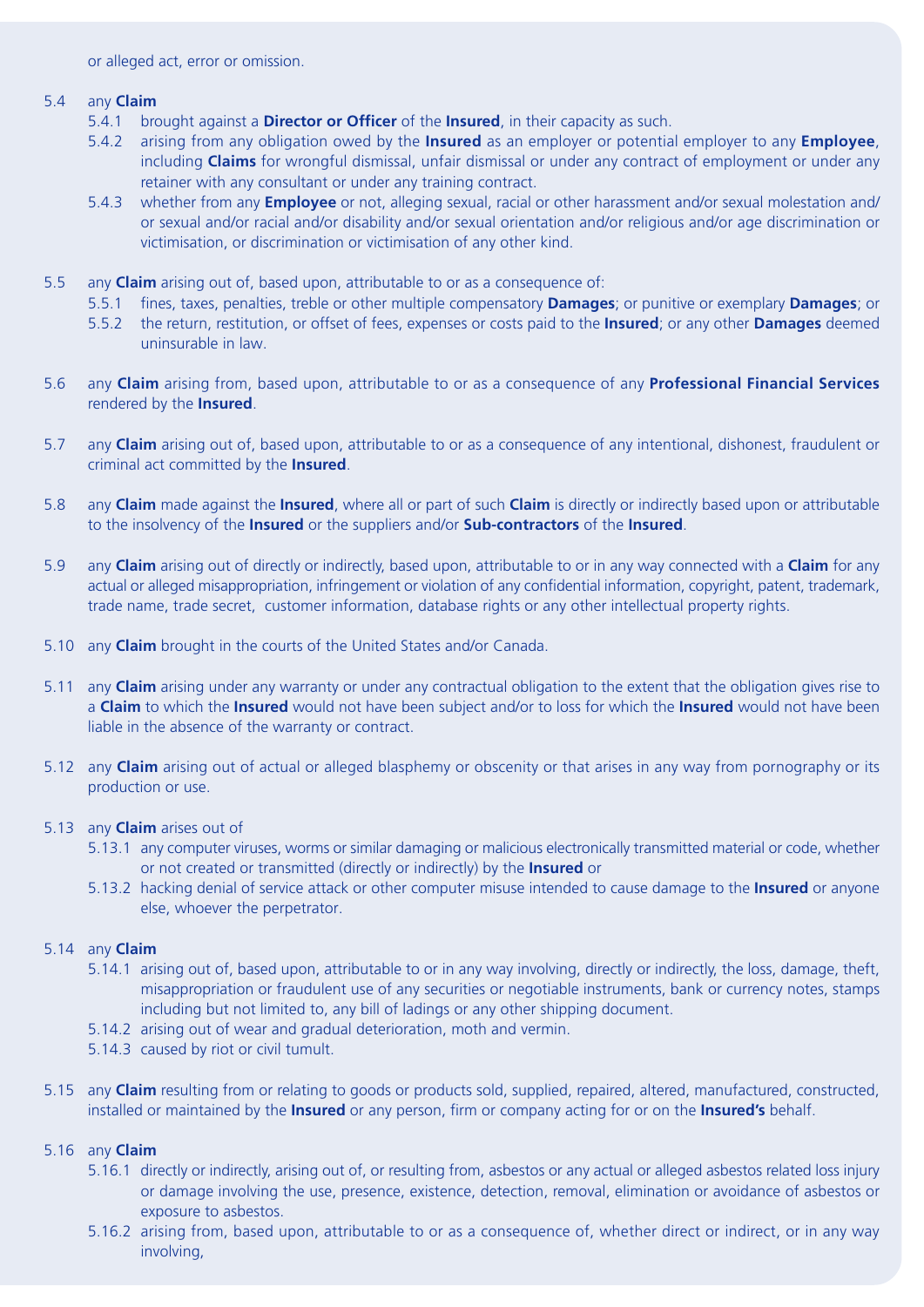or alleged act, error or omission.

5.4 any **Claim**

  5.4.1 brought against a **Director or Officer** of the **Insured**, in their capacity as such.

  5.4.2 arising from any obligation owed by the **Insured** as an employer or potential employer to any **Employee**, including **Claims** for wrongful dismissal, unfair dismissal or under any contract of employment or under any retainer with any consultant or under any training contract.

  5.4.3 whether from any **Employee** or not, alleging sexual, racial or other harassment and/or sexual molestation and/or sexual and/or racial and/or disability and/or sexual orientation and/or religious and/or age discrimination or victimisation, or discrimination or victimisation of any other kind.

5.5 any **Claim** arising out of, based upon, attributable to or as a consequence of:

  5.5.1 fines, taxes, penalties, treble or other multiple compensatory **Damages**; or punitive or exemplary **Damages**; or

  5.5.2 the return, restitution, or offset of fees, expenses or costs paid to the **Insured**; or any other **Damages** deemed uninsurable in law.

5.6 any **Claim** arising from, based upon, attributable to or as a consequence of any **Professional Financial Services** rendered by the **Insured**.

5.7 any **Claim** arising out of, based upon, attributable to or as a consequence of any intentional, dishonest, fraudulent or criminal act committed by the **Insured**.

5.8 any **Claim** made against the **Insured**, where all or part of such **Claim** is directly or indirectly based upon or attributable to the insolvency of the **Insured** or the suppliers and/or **Sub-contractors** of the **Insured**.

5.9 any **Claim** arising out of directly or indirectly, based upon, attributable to or in any way connected with a **Claim** for any actual or alleged misappropriation, infringement or violation of any confidential information, copyright, patent, trademark, trade name, trade secret, customer information, database rights or any other intellectual property rights.

5.10 any **Claim** brought in the courts of the United States and/or Canada.

5.11 any **Claim** arising under any warranty or under any contractual obligation to the extent that the obligation gives rise to a **Claim** to which the **Insured** would not have been subject and/or to loss for which the **Insured** would not have been liable in the absence of the warranty or contract.

5.12 any **Claim** arising out of actual or alleged blasphemy or obscenity or that arises in any way from pornography or its production or use.

5.13 any **Claim** arises out of

  5.13.1 any computer viruses, worms or similar damaging or malicious electronically transmitted material or code, whether or not created or transmitted (directly or indirectly) by the **Insured** or

  5.13.2 hacking denial of service attack or other computer misuse intended to cause damage to the **Insured** or anyone else, whoever the perpetrator.

5.14 any **Claim**

  5.14.1 arising out of, based upon, attributable to or in any way involving, directly or indirectly, the loss, damage, theft, misappropriation or fraudulent use of any securities or negotiable instruments, bank or currency notes, stamps including but not limited to, any bill of ladings or any other shipping document.

  5.14.2 arising out of wear and gradual deterioration, moth and vermin.

  5.14.3 caused by riot or civil tumult.

5.15 any **Claim** resulting from or relating to goods or products sold, supplied, repaired, altered, manufactured, constructed, installed or maintained by the **Insured** or any person, firm or company acting for or on the **Insured's** behalf.

5.16 any **Claim**

  5.16.1 directly or indirectly, arising out of, or resulting from, asbestos or any actual or alleged asbestos related loss injury or damage involving the use, presence, existence, detection, removal, elimination or avoidance of asbestos or exposure to asbestos.

  5.16.2 arising from, based upon, attributable to or as a consequence of, whether direct or indirect, or in any way involving,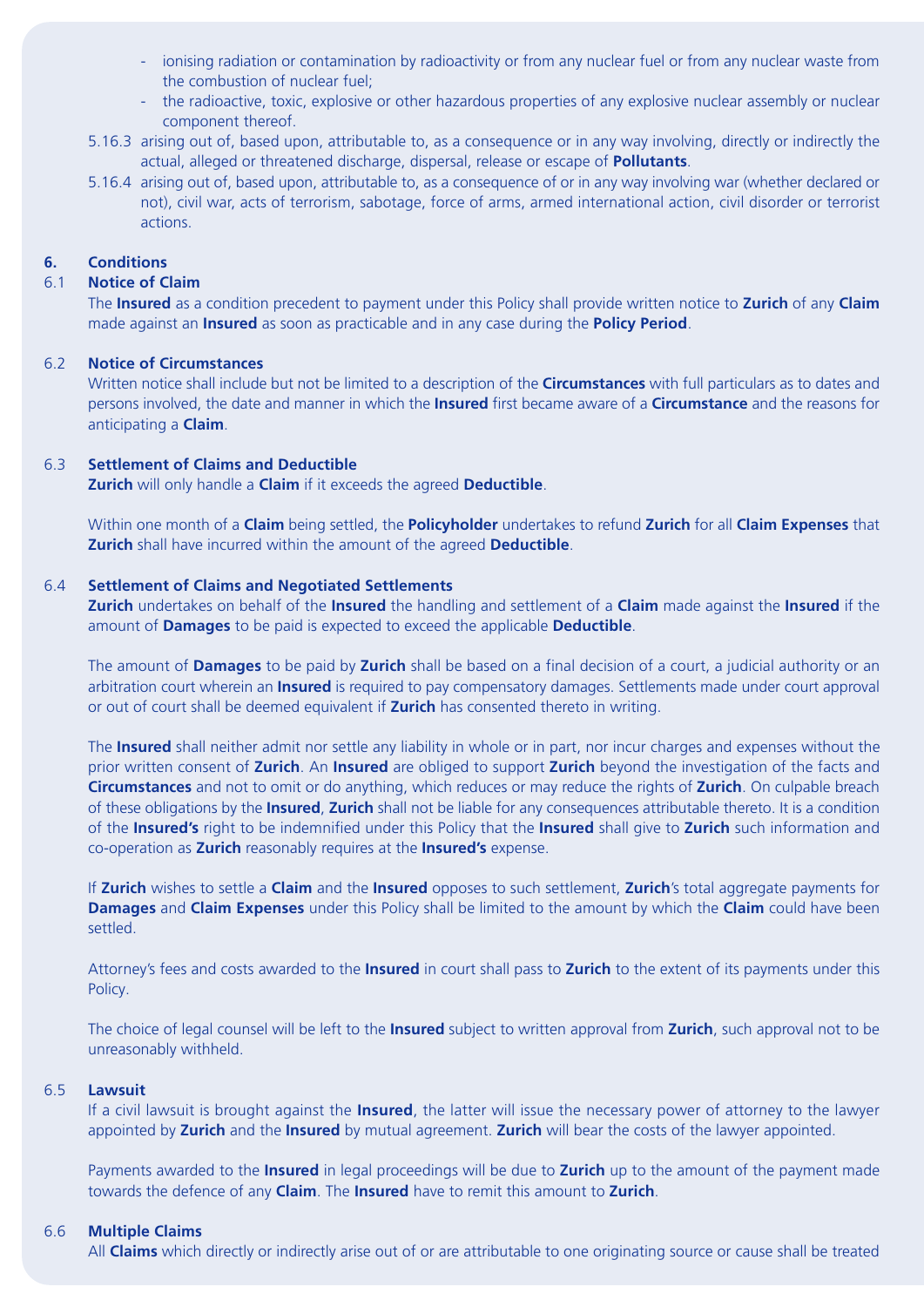- ionising radiation or contamination by radioactivity or from any nuclear fuel or from any nuclear waste from the combustion of nuclear fuel;
- the radioactive, toxic, explosive or other hazardous properties of any explosive nuclear assembly or nuclear component thereof.

5.16.3 arising out of, based upon, attributable to, as a consequence or in any way involving, directly or indirectly the actual, alleged or threatened discharge, dispersal, release or escape of **Pollutants**.

5.16.4 arising out of, based upon, attributable to, as a consequence of or in any way involving war (whether declared or not), civil war, acts of terrorism, sabotage, force of arms, armed international action, civil disorder or terrorist actions.

## 6. Conditions

### 6.1 Notice of Claim

The **Insured** as a condition precedent to payment under this Policy shall provide written notice to **Zurich** of any **Claim** made against an **Insured** as soon as practicable and in any case during the **Policy Period**.

### 6.2 Notice of Circumstances

Written notice shall include but not be limited to a description of the **Circumstances** with full particulars as to dates and persons involved, the date and manner in which the **Insured** first became aware of a **Circumstance** and the reasons for anticipating a **Claim**.

### 6.3 Settlement of Claims and Deductible

**Zurich** will only handle a **Claim** if it exceeds the agreed **Deductible**.

Within one month of a **Claim** being settled, the **Policyholder** undertakes to refund **Zurich** for all **Claim Expenses** that **Zurich** shall have incurred within the amount of the agreed **Deductible**.

### 6.4 Settlement of Claims and Negotiated Settlements

**Zurich** undertakes on behalf of the **Insured** the handling and settlement of a **Claim** made against the **Insured** if the amount of **Damages** to be paid is expected to exceed the applicable **Deductible**.

The amount of **Damages** to be paid by **Zurich** shall be based on a final decision of a court, a judicial authority or an arbitration court wherein an **Insured** is required to pay compensatory damages. Settlements made under court approval or out of court shall be deemed equivalent if **Zurich** has consented thereto in writing.

The **Insured** shall neither admit nor settle any liability in whole or in part, nor incur charges and expenses without the prior written consent of **Zurich**. An **Insured** are obliged to support **Zurich** beyond the investigation of the facts and **Circumstances** and not to omit or do anything, which reduces or may reduce the rights of **Zurich**. On culpable breach of these obligations by the **Insured**, **Zurich** shall not be liable for any consequences attributable thereto. It is a condition of the **Insured's** right to be indemnified under this Policy that the **Insured** shall give to **Zurich** such information and co-operation as **Zurich** reasonably requires at the **Insured's** expense.

If **Zurich** wishes to settle a **Claim** and the **Insured** opposes to such settlement, **Zurich**'s total aggregate payments for **Damages** and **Claim Expenses** under this Policy shall be limited to the amount by which the **Claim** could have been settled.

Attorney's fees and costs awarded to the **Insured** in court shall pass to **Zurich** to the extent of its payments under this Policy.

The choice of legal counsel will be left to the **Insured** subject to written approval from **Zurich**, such approval not to be unreasonably withheld.

### 6.5 Lawsuit

If a civil lawsuit is brought against the **Insured**, the latter will issue the necessary power of attorney to the lawyer appointed by **Zurich** and the **Insured** by mutual agreement. **Zurich** will bear the costs of the lawyer appointed.

Payments awarded to the **Insured** in legal proceedings will be due to **Zurich** up to the amount of the payment made towards the defence of any **Claim**. The **Insured** have to remit this amount to **Zurich**.

### 6.6 Multiple Claims

All **Claims** which directly or indirectly arise out of or are attributable to one originating source or cause shall be treated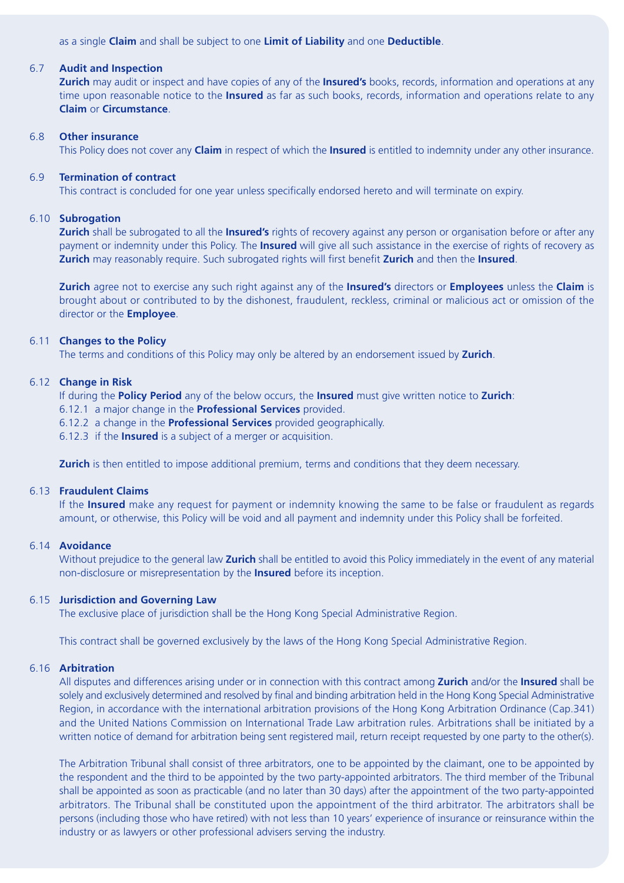as a single **Claim** and shall be subject to one **Limit of Liability** and one **Deductible**.

### 6.7 Audit and Inspection

**Zurich** may audit or inspect and have copies of any of the **Insured's** books, records, information and operations at any time upon reasonable notice to the **Insured** as far as such books, records, information and operations relate to any **Claim** or **Circumstance**.

### 6.8 Other insurance

This Policy does not cover any **Claim** in respect of which the **Insured** is entitled to indemnity under any other insurance.

### 6.9 Termination of contract

This contract is concluded for one year unless specifically endorsed hereto and will terminate on expiry.

### 6.10 Subrogation

**Zurich** shall be subrogated to all the **Insured's** rights of recovery against any person or organisation before or after any payment or indemnity under this Policy. The **Insured** will give all such assistance in the exercise of rights of recovery as **Zurich** may reasonably require. Such subrogated rights will first benefit **Zurich** and then the **Insured**.

**Zurich** agree not to exercise any such right against any of the **Insured's** directors or **Employees** unless the **Claim** is brought about or contributed to by the dishonest, fraudulent, reckless, criminal or malicious act or omission of the director or the **Employee**.

### 6.11 Changes to the Policy

The terms and conditions of this Policy may only be altered by an endorsement issued by **Zurich**.

### 6.12 Change in Risk

If during the **Policy Period** any of the below occurs, the **Insured** must give written notice to **Zurich**:

6.12.1 a major change in the **Professional Services** provided.
6.12.2 a change in the **Professional Services** provided geographically.
6.12.3 if the **Insured** is a subject of a merger or acquisition.

**Zurich** is then entitled to impose additional premium, terms and conditions that they deem necessary.

### 6.13 Fraudulent Claims

If the **Insured** make any request for payment or indemnity knowing the same to be false or fraudulent as regards amount, or otherwise, this Policy will be void and all payment and indemnity under this Policy shall be forfeited.

### 6.14 Avoidance

Without prejudice to the general law **Zurich** shall be entitled to avoid this Policy immediately in the event of any material non-disclosure or misrepresentation by the **Insured** before its inception.

### 6.15 Jurisdiction and Governing Law

The exclusive place of jurisdiction shall be the Hong Kong Special Administrative Region.

This contract shall be governed exclusively by the laws of the Hong Kong Special Administrative Region.

### 6.16 Arbitration

All disputes and differences arising under or in connection with this contract among **Zurich** and/or the **Insured** shall be solely and exclusively determined and resolved by final and binding arbitration held in the Hong Kong Special Administrative Region, in accordance with the international arbitration provisions of the Hong Kong Arbitration Ordinance (Cap.341) and the United Nations Commission on International Trade Law arbitration rules. Arbitrations shall be initiated by a written notice of demand for arbitration being sent registered mail, return receipt requested by one party to the other(s).

The Arbitration Tribunal shall consist of three arbitrators, one to be appointed by the claimant, one to be appointed by the respondent and the third to be appointed by the two party-appointed arbitrators. The third member of the Tribunal shall be appointed as soon as practicable (and no later than 30 days) after the appointment of the two party-appointed arbitrators. The Tribunal shall be constituted upon the appointment of the third arbitrator. The arbitrators shall be persons (including those who have retired) with not less than 10 years' experience of insurance or reinsurance within the industry or as lawyers or other professional advisers serving the industry.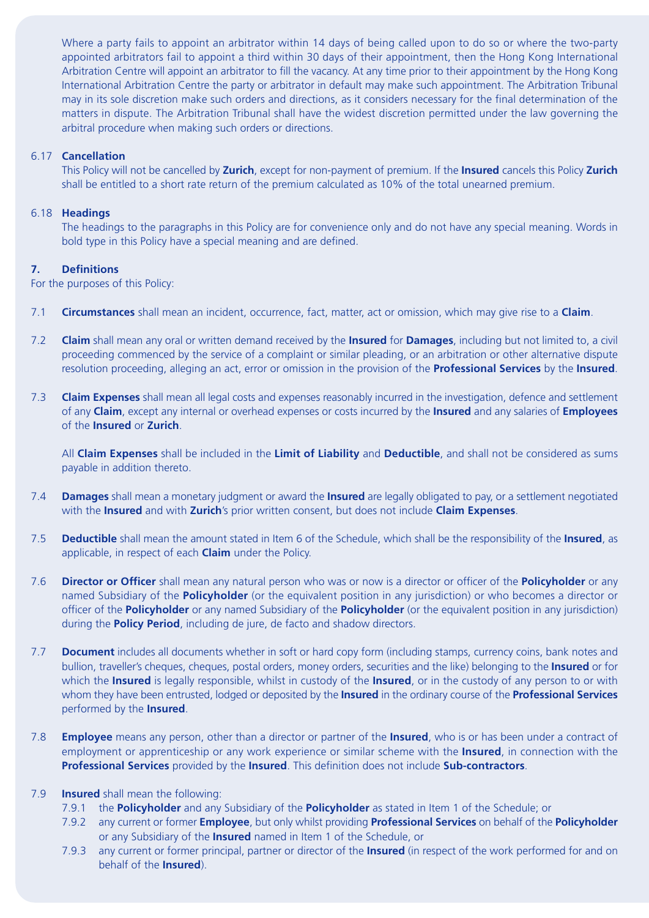Where a party fails to appoint an arbitrator within 14 days of being called upon to do so or where the two-party appointed arbitrators fail to appoint a third within 30 days of their appointment, then the Hong Kong International Arbitration Centre will appoint an arbitrator to fill the vacancy. At any time prior to their appointment by the Hong Kong International Arbitration Centre the party or arbitrator in default may make such appointment. The Arbitration Tribunal may in its sole discretion make such orders and directions, as it considers necessary for the final determination of the matters in dispute. The Arbitration Tribunal shall have the widest discretion permitted under the law governing the arbitral procedure when making such orders or directions.

6.17 **Cancellation**

This Policy will not be cancelled by **Zurich**, except for non-payment of premium. If the **Insured** cancels this Policy **Zurich** shall be entitled to a short rate return of the premium calculated as 10% of the total unearned premium.

6.18 **Headings**

The headings to the paragraphs in this Policy are for convenience only and do not have any special meaning. Words in bold type in this Policy have a special meaning and are defined.

## 7. Definitions

For the purposes of this Policy:

7.1 **Circumstances** shall mean an incident, occurrence, fact, matter, act or omission, which may give rise to a **Claim**.

7.2 **Claim** shall mean any oral or written demand received by the **Insured** for **Damages**, including but not limited to, a civil proceeding commenced by the service of a complaint or similar pleading, or an arbitration or other alternative dispute resolution proceeding, alleging an act, error or omission in the provision of the **Professional Services** by the **Insured**.

7.3 **Claim Expenses** shall mean all legal costs and expenses reasonably incurred in the investigation, defence and settlement of any **Claim**, except any internal or overhead expenses or costs incurred by the **Insured** and any salaries of **Employees** of the **Insured** or **Zurich**.

All **Claim Expenses** shall be included in the **Limit of Liability** and **Deductible**, and shall not be considered as sums payable in addition thereto.

7.4 **Damages** shall mean a monetary judgment or award the **Insured** are legally obligated to pay, or a settlement negotiated with the **Insured** and with **Zurich**'s prior written consent, but does not include **Claim Expenses**.

7.5 **Deductible** shall mean the amount stated in Item 6 of the Schedule, which shall be the responsibility of the **Insured**, as applicable, in respect of each **Claim** under the Policy.

7.6 **Director or Officer** shall mean any natural person who was or now is a director or officer of the **Policyholder** or any named Subsidiary of the **Policyholder** (or the equivalent position in any jurisdiction) or who becomes a director or officer of the **Policyholder** or any named Subsidiary of the **Policyholder** (or the equivalent position in any jurisdiction) during the **Policy Period**, including de jure, de facto and shadow directors.

7.7 **Document** includes all documents whether in soft or hard copy form (including stamps, currency coins, bank notes and bullion, traveller's cheques, cheques, postal orders, money orders, securities and the like) belonging to the **Insured** or for which the **Insured** is legally responsible, whilst in custody of the **Insured**, or in the custody of any person to or with whom they have been entrusted, lodged or deposited by the **Insured** in the ordinary course of the **Professional Services** performed by the **Insured**.

7.8 **Employee** means any person, other than a director or partner of the **Insured**, who is or has been under a contract of employment or apprenticeship or any work experience or similar scheme with the **Insured**, in connection with the **Professional Services** provided by the **Insured**. This definition does not include **Sub-contractors**.

7.9 **Insured** shall mean the following:

7.9.1 the **Policyholder** and any Subsidiary of the **Policyholder** as stated in Item 1 of the Schedule; or

7.9.2 any current or former **Employee**, but only whilst providing **Professional Services** on behalf of the **Policyholder** or any Subsidiary of the **Insured** named in Item 1 of the Schedule, or

7.9.3 any current or former principal, partner or director of the **Insured** (in respect of the work performed for and on behalf of the **Insured**).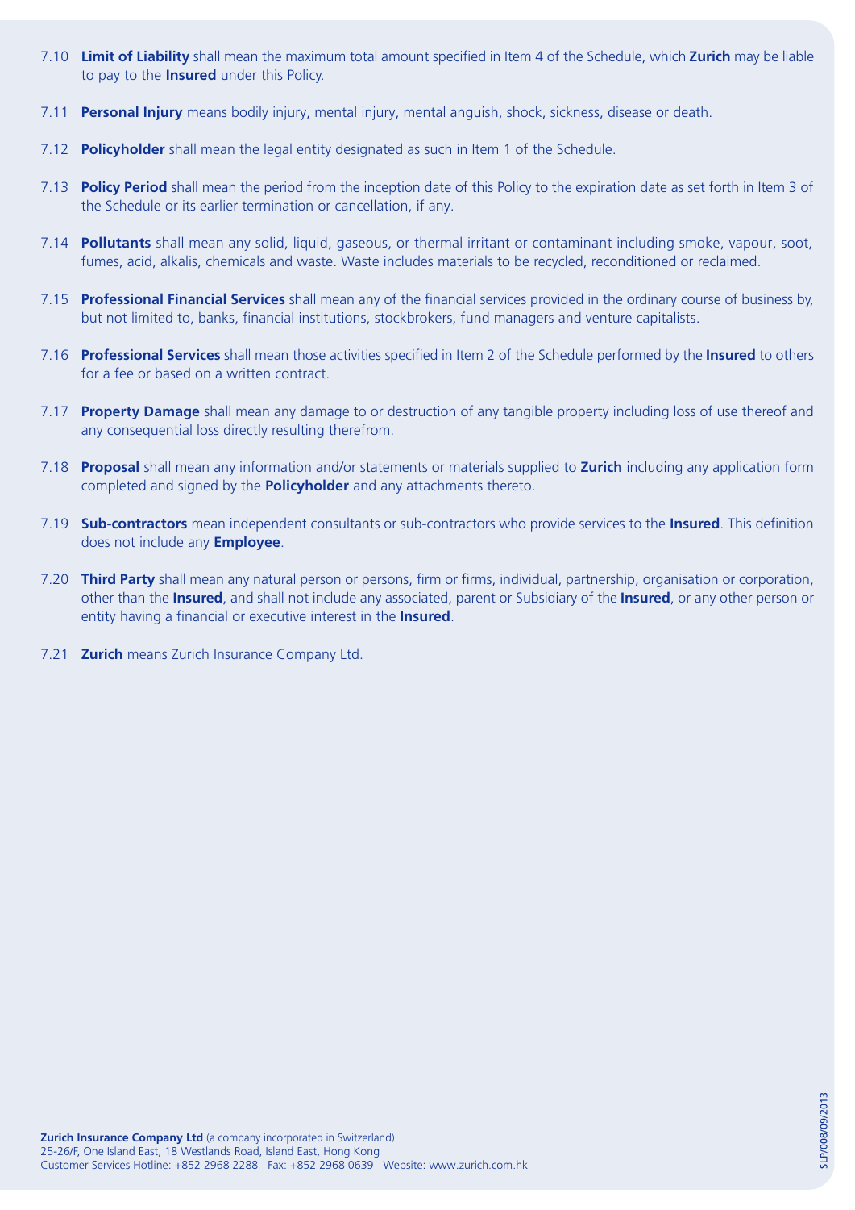7.10 **Limit of Liability** shall mean the maximum total amount specified in Item 4 of the Schedule, which **Zurich** may be liable to pay to the **Insured** under this Policy.

7.11 **Personal Injury** means bodily injury, mental injury, mental anguish, shock, sickness, disease or death.

7.12 **Policyholder** shall mean the legal entity designated as such in Item 1 of the Schedule.

7.13 **Policy Period** shall mean the period from the inception date of this Policy to the expiration date as set forth in Item 3 of the Schedule or its earlier termination or cancellation, if any.

7.14 **Pollutants** shall mean any solid, liquid, gaseous, or thermal irritant or contaminant including smoke, vapour, soot, fumes, acid, alkalis, chemicals and waste. Waste includes materials to be recycled, reconditioned or reclaimed.

7.15 **Professional Financial Services** shall mean any of the financial services provided in the ordinary course of business by, but not limited to, banks, financial institutions, stockbrokers, fund managers and venture capitalists.

7.16 **Professional Services** shall mean those activities specified in Item 2 of the Schedule performed by the **Insured** to others for a fee or based on a written contract.

7.17 **Property Damage** shall mean any damage to or destruction of any tangible property including loss of use thereof and any consequential loss directly resulting therefrom.

7.18 **Proposal** shall mean any information and/or statements or materials supplied to **Zurich** including any application form completed and signed by the **Policyholder** and any attachments thereto.

7.19 **Sub-contractors** mean independent consultants or sub-contractors who provide services to the **Insured**. This definition does not include any **Employee**.

7.20 **Third Party** shall mean any natural person or persons, firm or firms, individual, partnership, organisation or corporation, other than the **Insured**, and shall not include any associated, parent or Subsidiary of the **Insured**, or any other person or entity having a financial or executive interest in the **Insured**.

7.21 **Zurich** means Zurich Insurance Company Ltd.

**Zurich Insurance Company Ltd** (a company incorporated in Switzerland)
25-26/F, One Island East, 18 Westlands Road, Island East, Hong Kong
Customer Services Hotline: +852 2968 2288 Fax: +852 2968 0639 Website: www.zurich.com.hk

SLP/008/09/2013